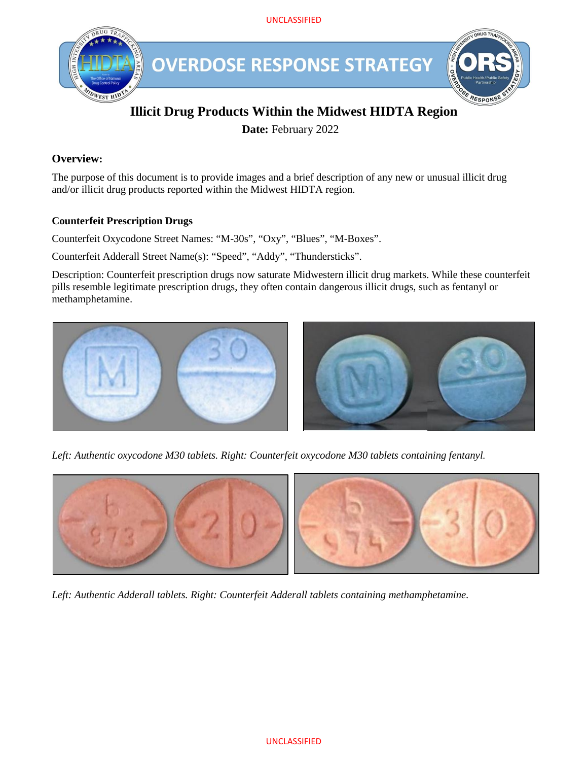UNCLASSIFIED

# OVERDOSE RESPONSE STRATEGY

## Illicit Drug Products Within the Midwest HIDTA Region

**Date:** February 2022

### Overview:

The purpose of this document is to provide images and a brief description of any new or unusual illicit drug and/or illicit drug products reported within the Midwest HIDTA region.

#### Counterfeit Prescription Drugs

Counterfeit Oxycodone Street Names: "M-30s", "Oxy", "Blues", "M-Boxes".

Counterfeit Adderall Street Name(s): "Speed", "Addy", "Thundersticks".

Description: Counterfeit prescription drugs now saturate Midwestern illicit drug markets. While these counterfeit pills resemble legitimate prescription drugs, they often contain dangerous illicit drugs, such as fentanyl or methamphetamine.

*Left: Authentic oxycodone M30 tablets. Right: Counterfeit oxycodone M30 tablets containing fentanyl.*

*Left: Authentic Adderall tablets. Right: Counterfeit Adderall tablets containing methamphetamine.*

UNCLASSIFIED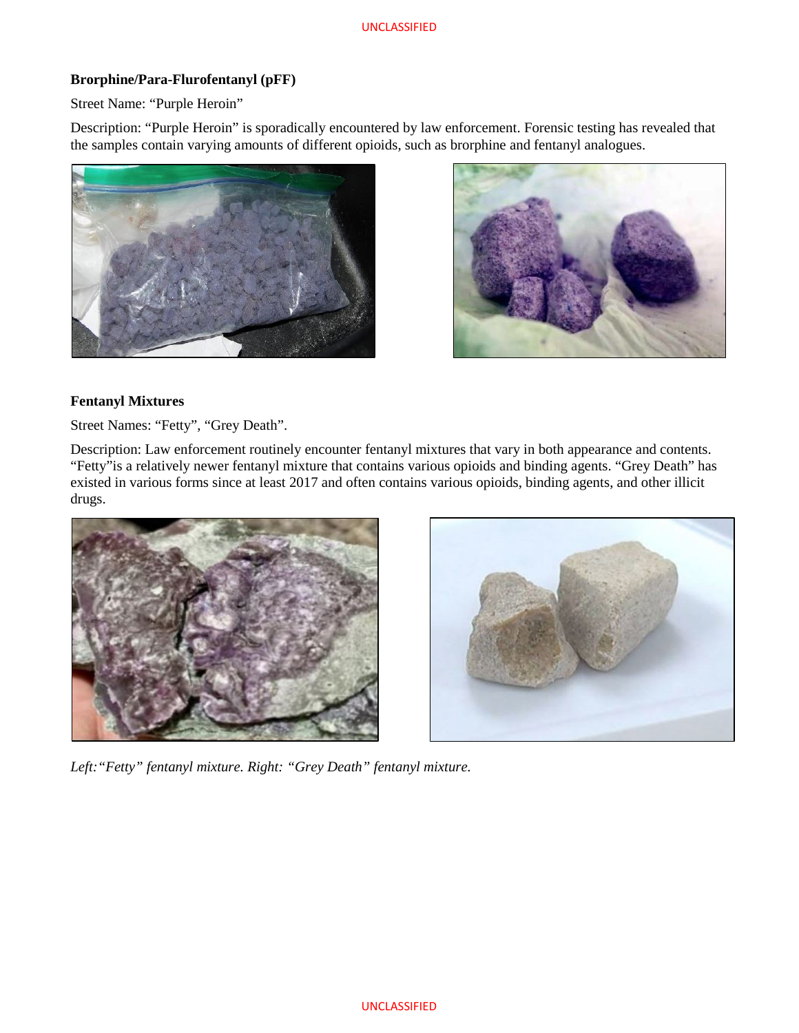**Brorphine/Para-Flurofentanyl (pFF)**

Street Name: "Purple Heroin"

Description: "Purple Heroin" is sporadically encountered by law enforcement. Forensic testing has revealed that the samples contain varying amounts of different opioids, such as brorphine and fentanyl analogues.

**Fentanyl Mixtures**

Street Names: "Fetty", "Grey Death".

Description: Law enforcement routinely encounter fentanyl mixtures that vary in both appearance and contents. "Fetty"is a relatively newer fentanyl mixture that contains various opioids and binding agents. "Grey Death" has existed in various forms since at least 2017 and often contains various opioids, binding agents, and other illicit drugs.

*Left:"Fetty" fentanyl mixture. Right: "Grey Death" fentanyl mixture.*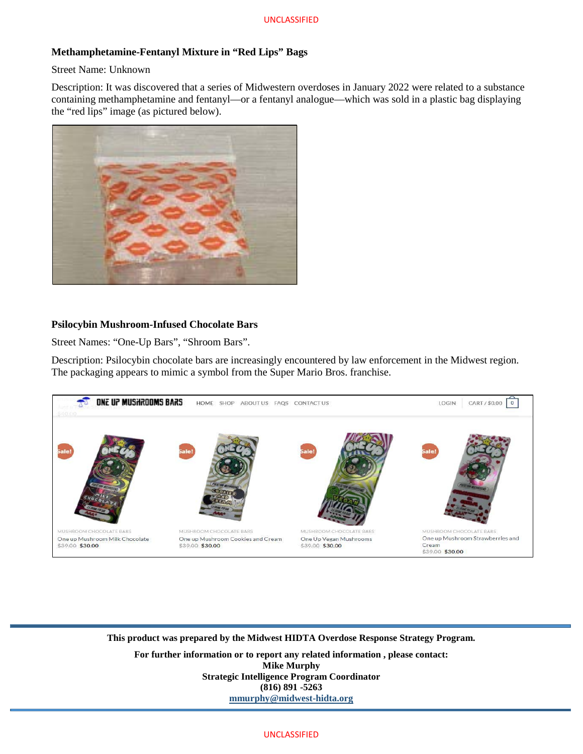### Methamphetamine-Fentanyl Mixture in "Red Lips" Bags

Street Name: Unknown

Description: It was discovered that a series of Midwestern overdoses in January 2022 were related to a substance containing methamphetamine and fentanyl—or a fentanyl analogue—which was sold in a plastic bag displaying the "red lips" image (as pictured below).

### Psilocybin Mushroom-Infused Chocolate Bars

Street Names: "One-Up Bars", "Shroom Bars".

Description: Psilocybin chocolate bars are increasingly encountered by law enforcement in the Midwest region. The packaging appears to mimic a symbol from the Super Mario Bros. franchise.

**This product was prepared by the Midwest HIDTA Overdose Response Strategy Program.**

**For further information or to report any related information , please contact:**
**Mike Murphy**
**Strategic Intelligence Program Coordinator**
**(816) 891 -5263**
**mmurphy@midwest-hidta.org**